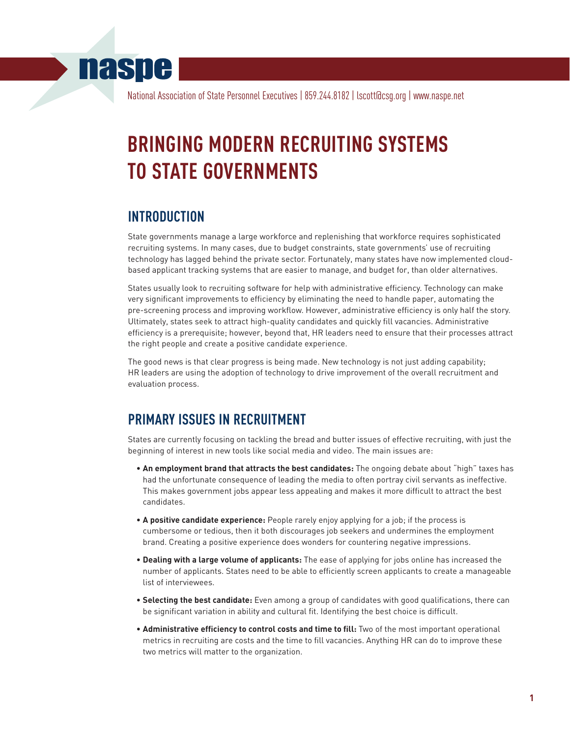naspe

National Association of State Personnel Executives | 859.244.8182 | lscott@csg.org | www.naspe.net

# BRINGING MODERN RECRUITING SYSTEMS TO STATE GOVERNMENTS

## INTRODUCTION

State governments manage a large workforce and replenishing that workforce requires sophisticated recruiting systems. In many cases, due to budget constraints, state governments' use of recruiting technology has lagged behind the private sector. Fortunately, many states have now implemented cloud-based applicant tracking systems that are easier to manage, and budget for, than older alternatives.

States usually look to recruiting software for help with administrative efficiency. Technology can make very significant improvements to efficiency by eliminating the need to handle paper, automating the pre-screening process and improving workflow. However, administrative efficiency is only half the story. Ultimately, states seek to attract high-quality candidates and quickly fill vacancies. Administrative efficiency is a prerequisite; however, beyond that, HR leaders need to ensure that their processes attract the right people and create a positive candidate experience.

The good news is that clear progress is being made. New technology is not just adding capability; HR leaders are using the adoption of technology to drive improvement of the overall recruitment and evaluation process.

## PRIMARY ISSUES IN RECRUITMENT

States are currently focusing on tackling the bread and butter issues of effective recruiting, with just the beginning of interest in new tools like social media and video. The main issues are:

- **An employment brand that attracts the best candidates:** The ongoing debate about "high" taxes has had the unfortunate consequence of leading the media to often portray civil servants as ineffective. This makes government jobs appear less appealing and makes it more difficult to attract the best candidates.
- **A positive candidate experience:** People rarely enjoy applying for a job; if the process is cumbersome or tedious, then it both discourages job seekers and undermines the employment brand. Creating a positive experience does wonders for countering negative impressions.
- **Dealing with a large volume of applicants:** The ease of applying for jobs online has increased the number of applicants. States need to be able to efficiently screen applicants to create a manageable list of interviewees.
- **Selecting the best candidate:** Even among a group of candidates with good qualifications, there can be significant variation in ability and cultural fit. Identifying the best choice is difficult.
- **Administrative efficiency to control costs and time to fill:** Two of the most important operational metrics in recruiting are costs and the time to fill vacancies. Anything HR can do to improve these two metrics will matter to the organization.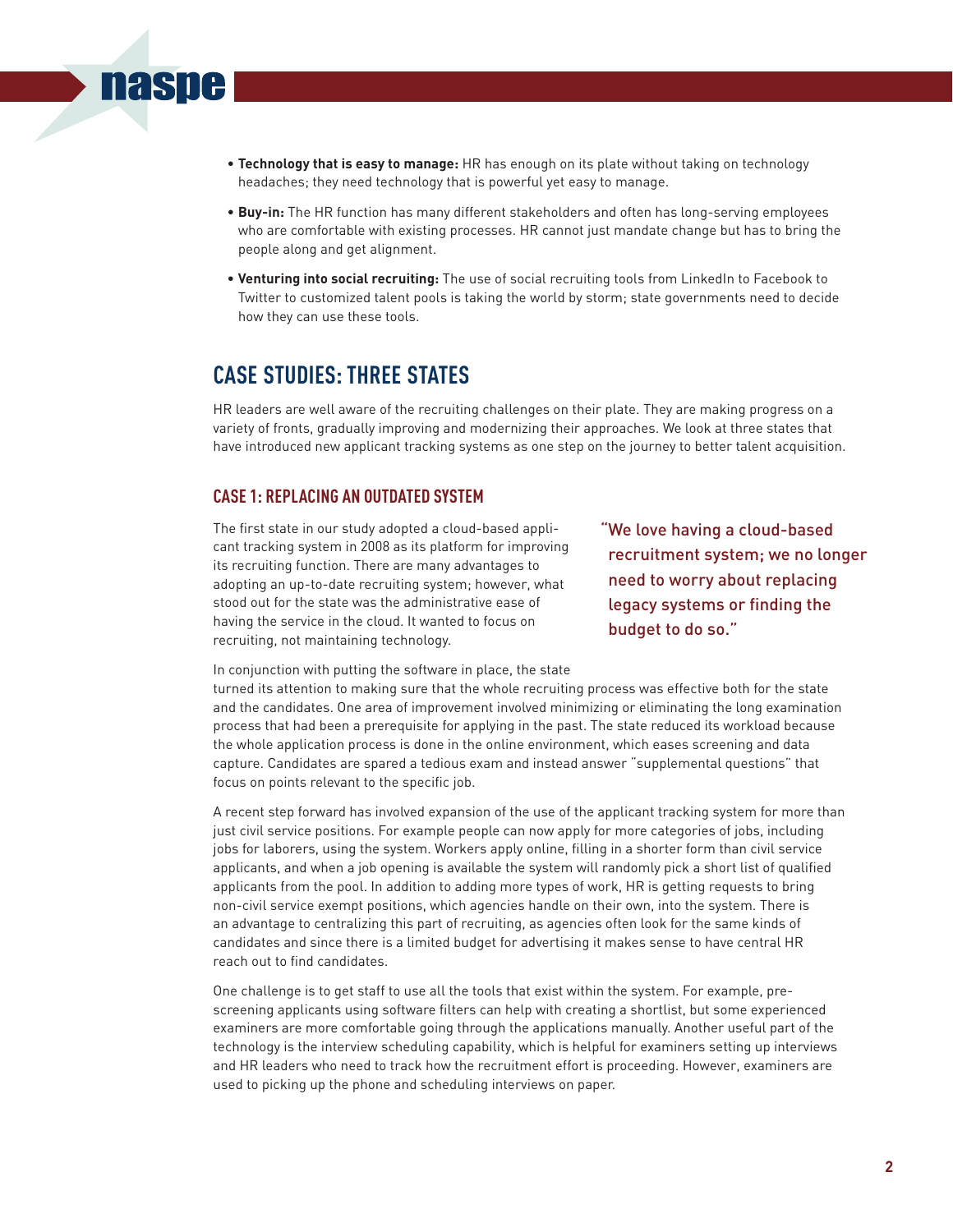- **Technology that is easy to manage:** HR has enough on its plate without taking on technology headaches; they need technology that is powerful yet easy to manage.
- **Buy-in:** The HR function has many different stakeholders and often has long-serving employees who are comfortable with existing processes. HR cannot just mandate change but has to bring the people along and get alignment.
- **Venturing into social recruiting:** The use of social recruiting tools from LinkedIn to Facebook to Twitter to customized talent pools is taking the world by storm; state governments need to decide how they can use these tools.

## CASE STUDIES: THREE STATES

HR leaders are well aware of the recruiting challenges on their plate. They are making progress on a variety of fronts, gradually improving and modernizing their approaches. We look at three states that have introduced new applicant tracking systems as one step on the journey to better talent acquisition.

### CASE 1: REPLACING AN OUTDATED SYSTEM

The first state in our study adopted a cloud-based applicant tracking system in 2008 as its platform for improving its recruiting function. There are many advantages to adopting an up-to-date recruiting system; however, what stood out for the state was the administrative ease of having the service in the cloud. It wanted to focus on recruiting, not maintaining technology.

> "We love having a cloud-based recruitment system; we no longer need to worry about replacing legacy systems or finding the budget to do so."

In conjunction with putting the software in place, the state turned its attention to making sure that the whole recruiting process was effective both for the state and the candidates. One area of improvement involved minimizing or eliminating the long examination process that had been a prerequisite for applying in the past. The state reduced its workload because the whole application process is done in the online environment, which eases screening and data capture. Candidates are spared a tedious exam and instead answer "supplemental questions" that focus on points relevant to the specific job.

A recent step forward has involved expansion of the use of the applicant tracking system for more than just civil service positions. For example people can now apply for more categories of jobs, including jobs for laborers, using the system. Workers apply online, filling in a shorter form than civil service applicants, and when a job opening is available the system will randomly pick a short list of qualified applicants from the pool. In addition to adding more types of work, HR is getting requests to bring non-civil service exempt positions, which agencies handle on their own, into the system. There is an advantage to centralizing this part of recruiting, as agencies often look for the same kinds of candidates and since there is a limited budget for advertising it makes sense to have central HR reach out to find candidates.

One challenge is to get staff to use all the tools that exist within the system. For example, pre-screening applicants using software filters can help with creating a shortlist, but some experienced examiners are more comfortable going through the applications manually. Another useful part of the technology is the interview scheduling capability, which is helpful for examiners setting up interviews and HR leaders who need to track how the recruitment effort is proceeding. However, examiners are used to picking up the phone and scheduling interviews on paper.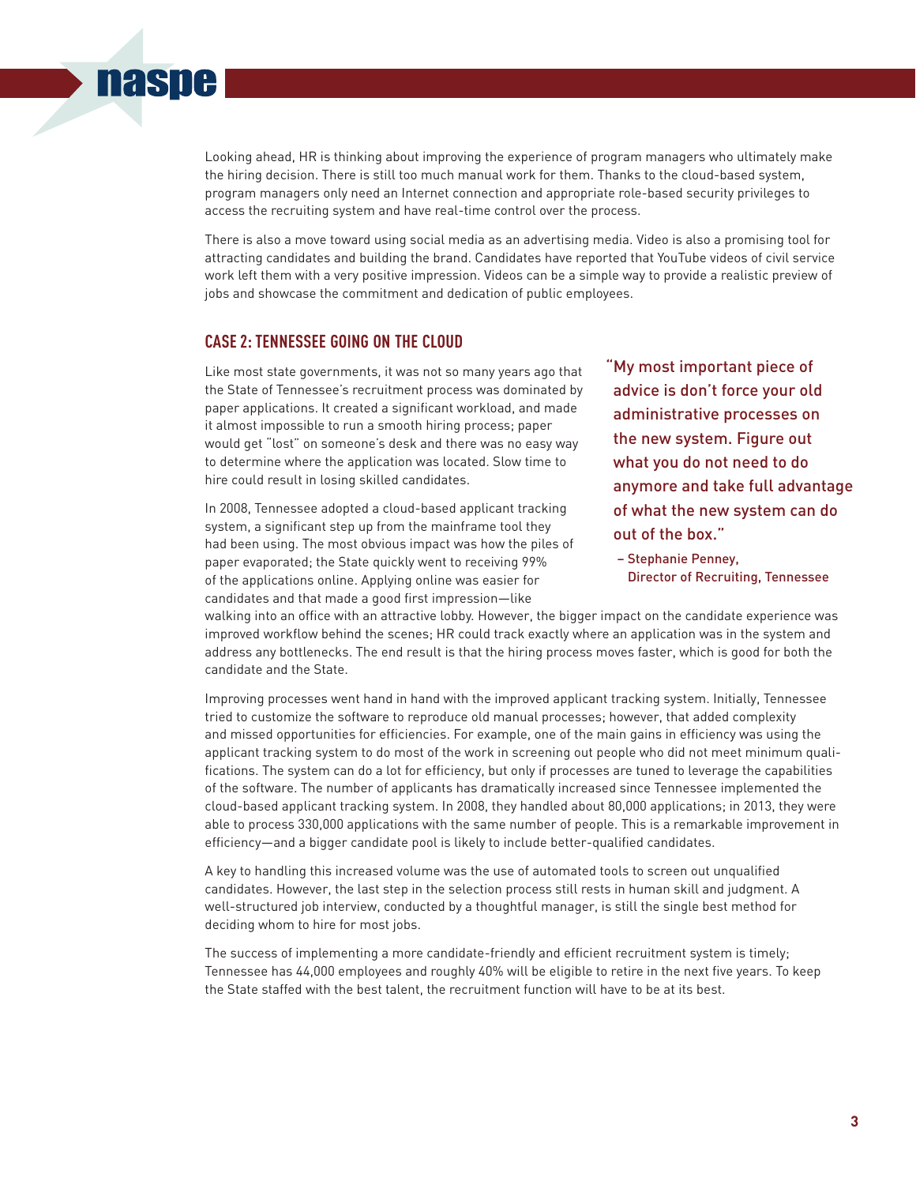Looking ahead, HR is thinking about improving the experience of program managers who ultimately make the hiring decision. There is still too much manual work for them. Thanks to the cloud-based system, program managers only need an Internet connection and appropriate role-based security privileges to access the recruiting system and have real-time control over the process.

There is also a move toward using social media as an advertising media. Video is also a promising tool for attracting candidates and building the brand. Candidates have reported that YouTube videos of civil service work left them with a very positive impression. Videos can be a simple way to provide a realistic preview of jobs and showcase the commitment and dedication of public employees.

## CASE 2: TENNESSEE GOING ON THE CLOUD

Like most state governments, it was not so many years ago that the State of Tennessee's recruitment process was dominated by paper applications. It created a significant workload, and made it almost impossible to run a smooth hiring process; paper would get "lost" on someone's desk and there was no easy way to determine where the application was located. Slow time to hire could result in losing skilled candidates.

> "My most important piece of advice is don't force your old administrative processes on the new system. Figure out what you do not need to do anymore and take full advantage of what the new system can do out of the box."
>
> – Stephanie Penney, Director of Recruiting, Tennessee

In 2008, Tennessee adopted a cloud-based applicant tracking system, a significant step up from the mainframe tool they had been using. The most obvious impact was how the piles of paper evaporated; the State quickly went to receiving 99% of the applications online. Applying online was easier for candidates and that made a good first impression—like walking into an office with an attractive lobby. However, the bigger impact on the candidate experience was improved workflow behind the scenes; HR could track exactly where an application was in the system and address any bottlenecks. The end result is that the hiring process moves faster, which is good for both the candidate and the State.

Improving processes went hand in hand with the improved applicant tracking system. Initially, Tennessee tried to customize the software to reproduce old manual processes; however, that added complexity and missed opportunities for efficiencies. For example, one of the main gains in efficiency was using the applicant tracking system to do most of the work in screening out people who did not meet minimum qualifications. The system can do a lot for efficiency, but only if processes are tuned to leverage the capabilities of the software. The number of applicants has dramatically increased since Tennessee implemented the cloud-based applicant tracking system. In 2008, they handled about 80,000 applications; in 2013, they were able to process 330,000 applications with the same number of people. This is a remarkable improvement in efficiency—and a bigger candidate pool is likely to include better-qualified candidates.

A key to handling this increased volume was the use of automated tools to screen out unqualified candidates. However, the last step in the selection process still rests in human skill and judgment. A well-structured job interview, conducted by a thoughtful manager, is still the single best method for deciding whom to hire for most jobs.

The success of implementing a more candidate-friendly and efficient recruitment system is timely; Tennessee has 44,000 employees and roughly 40% will be eligible to retire in the next five years. To keep the State staffed with the best talent, the recruitment function will have to be at its best.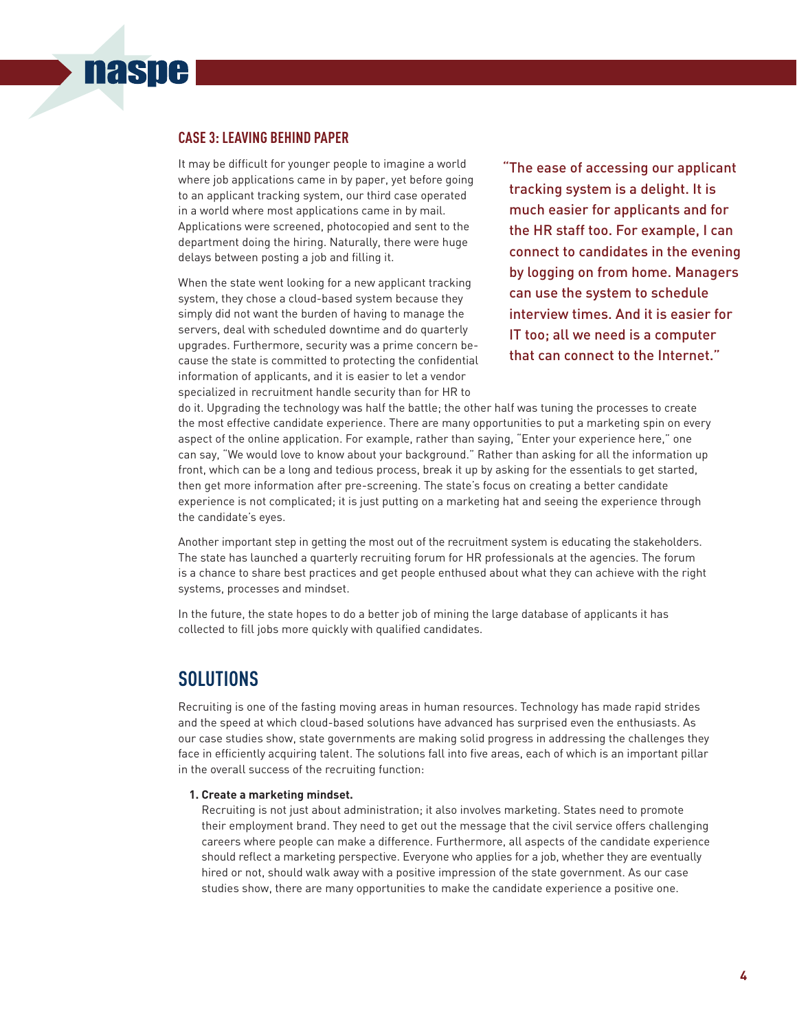## CASE 3: LEAVING BEHIND PAPER

It may be difficult for younger people to imagine a world where job applications came in by paper, yet before going to an applicant tracking system, our third case operated in a world where most applications came in by mail. Applications were screened, photocopied and sent to the department doing the hiring. Naturally, there were huge delays between posting a job and filling it.

> "The ease of accessing our applicant tracking system is a delight. It is much easier for applicants and for the HR staff too. For example, I can connect to candidates in the evening by logging on from home. Managers can use the system to schedule interview times. And it is easier for IT too; all we need is a computer that can connect to the Internet."

When the state went looking for a new applicant tracking system, they chose a cloud-based system because they simply did not want the burden of having to manage the servers, deal with scheduled downtime and do quarterly upgrades. Furthermore, security was a prime concern because the state is committed to protecting the confidential information of applicants, and it is easier to let a vendor specialized in recruitment handle security than for HR to do it. Upgrading the technology was half the battle; the other half was tuning the processes to create the most effective candidate experience. There are many opportunities to put a marketing spin on every aspect of the online application. For example, rather than saying, "Enter your experience here," one can say, "We would love to know about your background." Rather than asking for all the information up front, which can be a long and tedious process, break it up by asking for the essentials to get started, then get more information after pre-screening. The state's focus on creating a better candidate experience is not complicated; it is just putting on a marketing hat and seeing the experience through the candidate's eyes.

Another important step in getting the most out of the recruitment system is educating the stakeholders. The state has launched a quarterly recruiting forum for HR professionals at the agencies. The forum is a chance to share best practices and get people enthused about what they can achieve with the right systems, processes and mindset.

In the future, the state hopes to do a better job of mining the large database of applicants it has collected to fill jobs more quickly with qualified candidates.

# SOLUTIONS

Recruiting is one of the fasting moving areas in human resources. Technology has made rapid strides and the speed at which cloud-based solutions have advanced has surprised even the enthusiasts. As our case studies show, state governments are making solid progress in addressing the challenges they face in efficiently acquiring talent. The solutions fall into five areas, each of which is an important pillar in the overall success of the recruiting function:

1. **Create a marketing mindset.**
   Recruiting is not just about administration; it also involves marketing. States need to promote their employment brand. They need to get out the message that the civil service offers challenging careers where people can make a difference. Furthermore, all aspects of the candidate experience should reflect a marketing perspective. Everyone who applies for a job, whether they are eventually hired or not, should walk away with a positive impression of the state government. As our case studies show, there are many opportunities to make the candidate experience a positive one.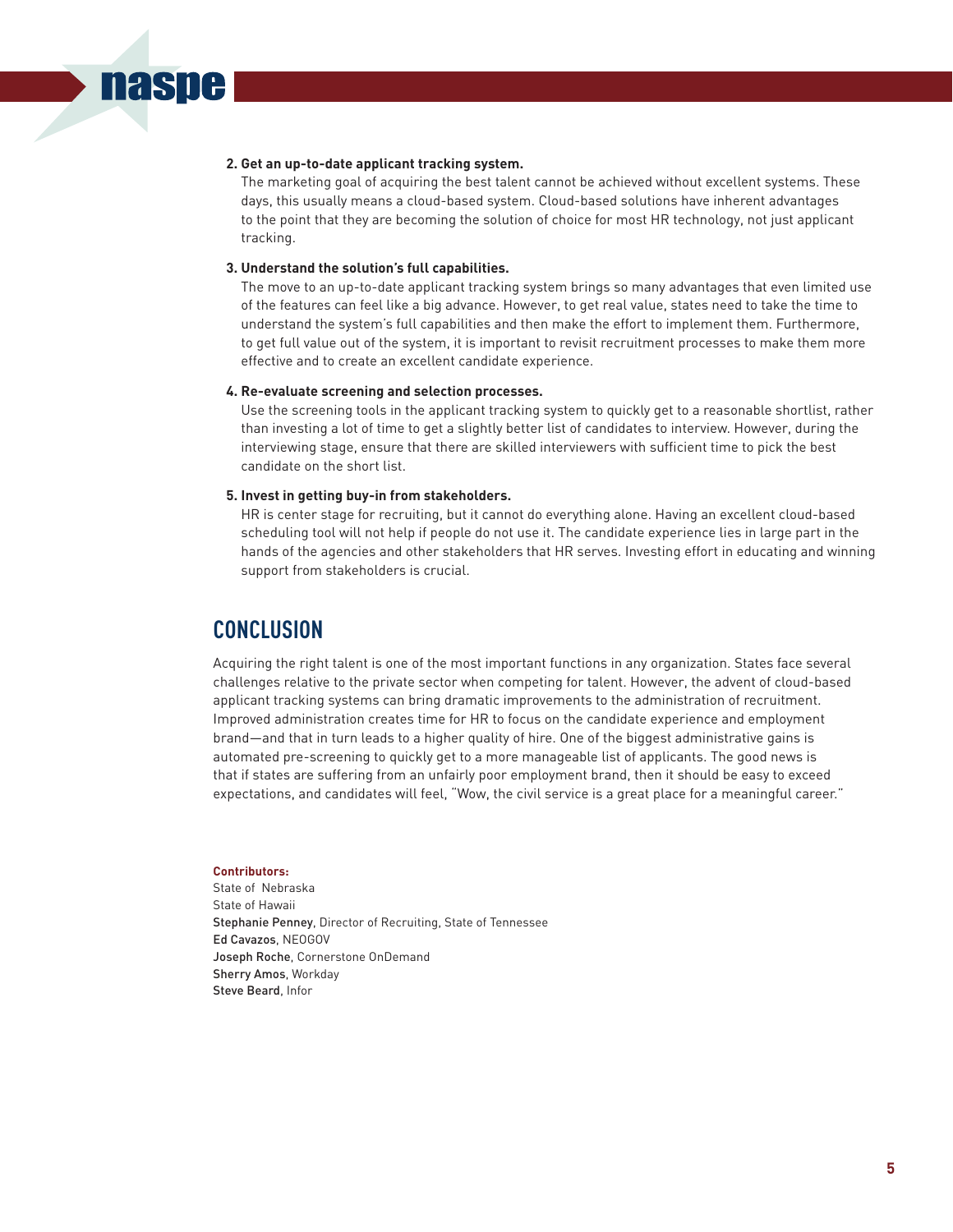2. **Get an up-to-date applicant tracking system.**
   The marketing goal of acquiring the best talent cannot be achieved without excellent systems. These days, this usually means a cloud-based system. Cloud-based solutions have inherent advantages to the point that they are becoming the solution of choice for most HR technology, not just applicant tracking.

3. **Understand the solution's full capabilities.**
   The move to an up-to-date applicant tracking system brings so many advantages that even limited use of the features can feel like a big advance. However, to get real value, states need to take the time to understand the system's full capabilities and then make the effort to implement them. Furthermore, to get full value out of the system, it is important to revisit recruitment processes to make them more effective and to create an excellent candidate experience.

4. **Re-evaluate screening and selection processes.**
   Use the screening tools in the applicant tracking system to quickly get to a reasonable shortlist, rather than investing a lot of time to get a slightly better list of candidates to interview. However, during the interviewing stage, ensure that there are skilled interviewers with sufficient time to pick the best candidate on the short list.

5. **Invest in getting buy-in from stakeholders.**
   HR is center stage for recruiting, but it cannot do everything alone. Having an excellent cloud-based scheduling tool will not help if people do not use it. The candidate experience lies in large part in the hands of the agencies and other stakeholders that HR serves. Investing effort in educating and winning support from stakeholders is crucial.

## CONCLUSION

Acquiring the right talent is one of the most important functions in any organization. States face several challenges relative to the private sector when competing for talent. However, the advent of cloud-based applicant tracking systems can bring dramatic improvements to the administration of recruitment. Improved administration creates time for HR to focus on the candidate experience and employment brand—and that in turn leads to a higher quality of hire. One of the biggest administrative gains is automated pre-screening to quickly get to a more manageable list of applicants. The good news is that if states are suffering from an unfairly poor employment brand, then it should be easy to exceed expectations, and candidates will feel, "Wow, the civil service is a great place for a meaningful career."

**Contributors:**
State of Nebraska
State of Hawaii
Stephanie Penney, Director of Recruiting, State of Tennessee
Ed Cavazos, NEOGOV
Joseph Roche, Cornerstone OnDemand
Sherry Amos, Workday
Steve Beard, Infor